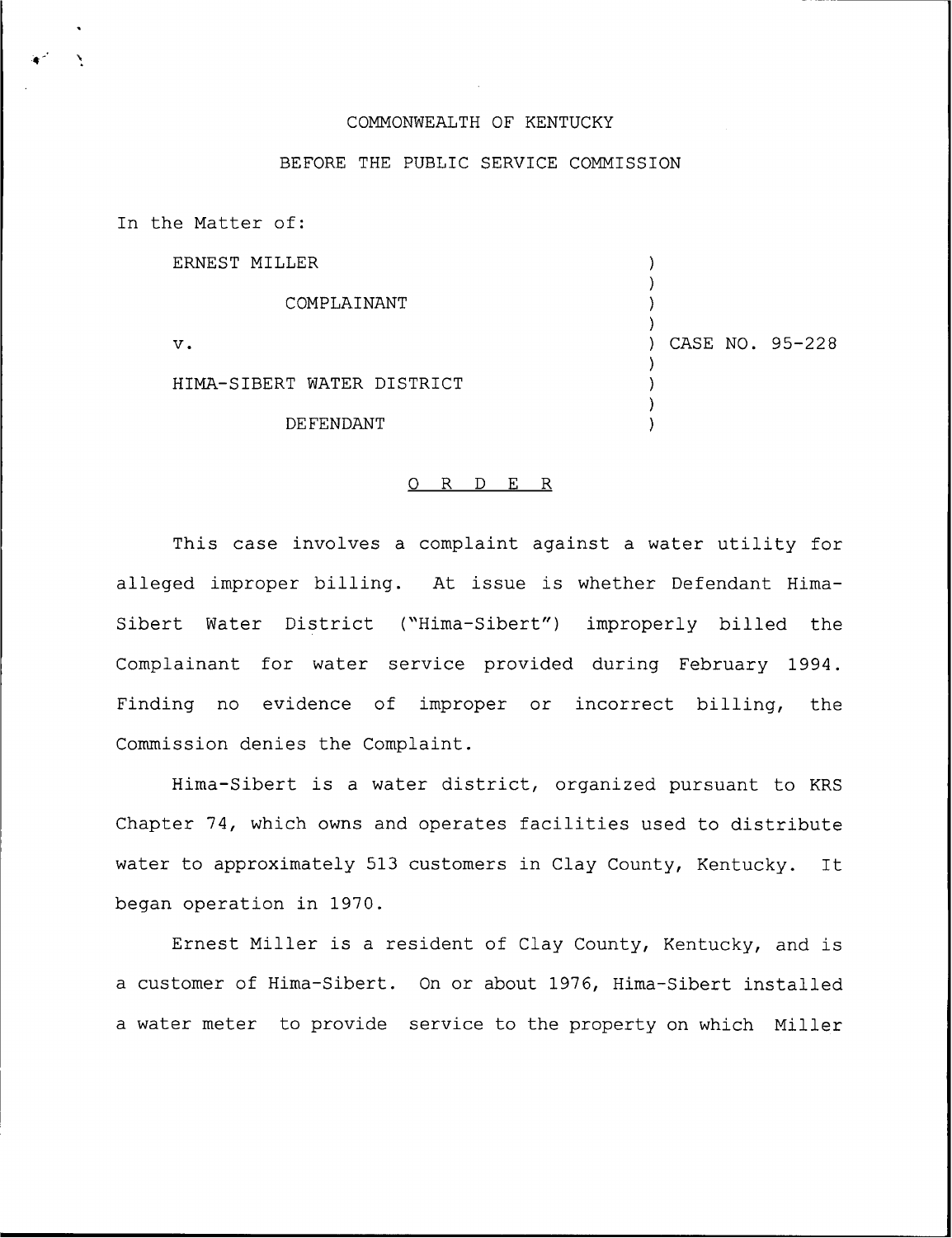COMMONWEALTH OF KENTUCKY

BEFORE THE PUBLIC SERVICE COMMISSION

In the Matter of:

| | |
|---|---|
| ERNEST MILLER | |
| COMPLAINANT | |
| v. | CASE NO. 95-228 |
| HIMA-SIBERT WATER DISTRICT | |
| DEFENDANT | |

O R D E R

This case involves a complaint against a water utility for alleged improper billing. At issue is whether Defendant Hima-Sibert Water District ("Hima-Sibert") improperly billed the Complainant for water service provided during February 1994. Finding no evidence of improper or incorrect billing, the Commission denies the Complaint.

Hima-Sibert is a water district, organized pursuant to KRS Chapter 74, which owns and operates facilities used to distribute water to approximately 513 customers in Clay County, Kentucky. It began operation in 1970.

Ernest Miller is a resident of Clay County, Kentucky, and is a customer of Hima-Sibert. On or about 1976, Hima-Sibert installed a water meter to provide service to the property on which Miller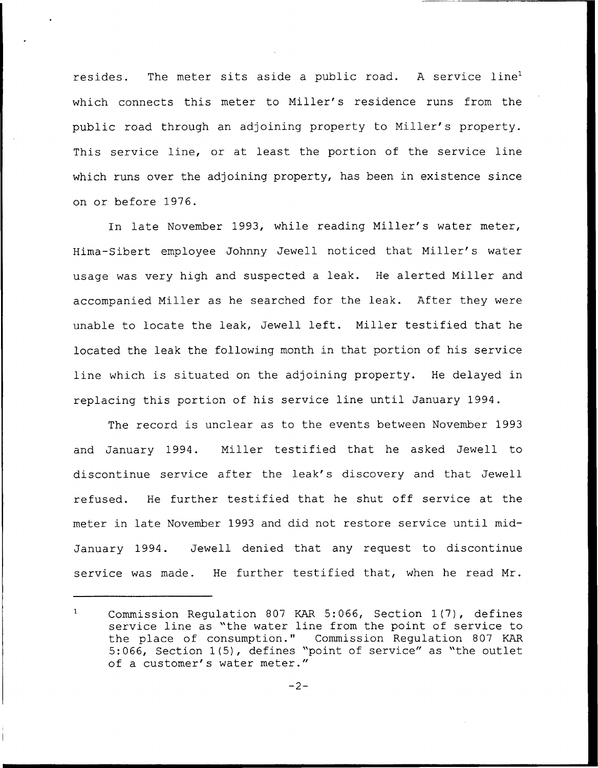resides. The meter sits aside a public road. A service line[1] which connects this meter to Miller's residence runs from the public road through an adjoining property to Miller's property. This service line, or at least the portion of the service line which runs over the adjoining property, has been in existence since on or before 1976.

In late November 1993, while reading Miller's water meter, Hima-Sibert employee Johnny Jewell noticed that Miller's water usage was very high and suspected a leak. He alerted Miller and accompanied Miller as he searched for the leak. After they were unable to locate the leak, Jewell left. Miller testified that he located the leak the following month in that portion of his service line which is situated on the adjoining property. He delayed in replacing this portion of his service line until January 1994.

The record is unclear as to the events between November 1993 and January 1994. Miller testified that he asked Jewell to discontinue service after the leak's discovery and that Jewell refused. He further testified that he shut off service at the meter in late November 1993 and did not restore service until mid-January 1994. Jewell denied that any request to discontinue service was made. He further testified that, when he read Mr.

---

[1] Commission Regulation 807 KAR 5:066, Section 1(7), defines service line as "the water line from the point of service to the place of consumption." Commission Regulation 807 KAR 5:066, Section 1(5), defines "point of service" as "the outlet of a customer's water meter."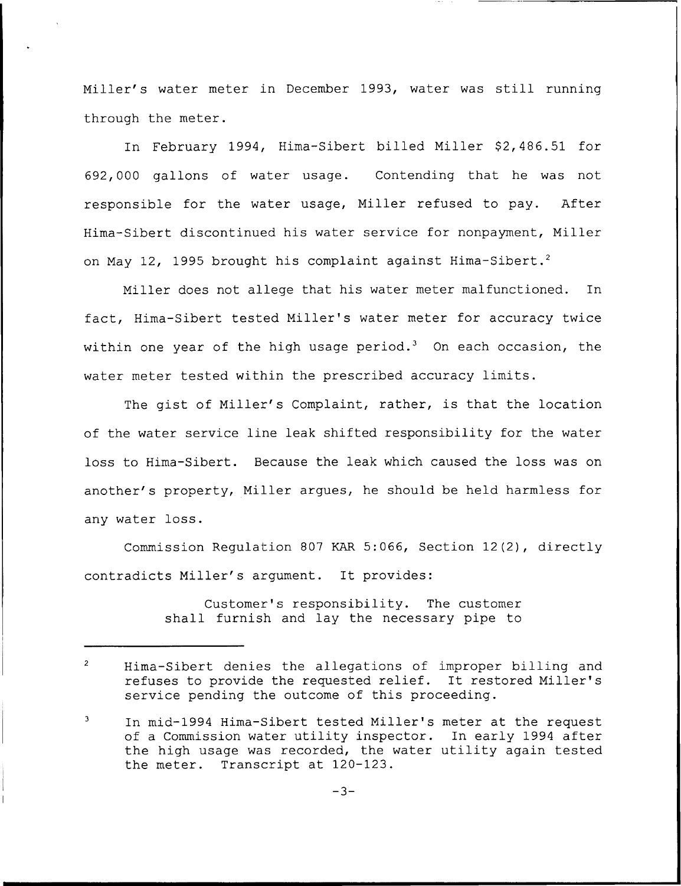Miller's water meter in December 1993, water was still running through the meter.

In February 1994, Hima-Sibert billed Miller $2,486.51 for 692,000 gallons of water usage. Contending that he was not responsible for the water usage, Miller refused to pay. After Hima-Sibert discontinued his water service for nonpayment, Miller on May 12, 1995 brought his complaint against Hima-Sibert.[2]

Miller does not allege that his water meter malfunctioned. In fact, Hima-Sibert tested Miller's water meter for accuracy twice within one year of the high usage period.[3] On each occasion, the water meter tested within the prescribed accuracy limits.

The gist of Miller's Complaint, rather, is that the location of the water service line leak shifted responsibility for the water loss to Hima-Sibert. Because the leak which caused the loss was on another's property, Miller argues, he should be held harmless for any water loss.

Commission Regulation 807 KAR 5:066, Section 12(2), directly contradicts Miller's argument. It provides:

> Customer's responsibility. The customer shall furnish and lay the necessary pipe to

---

[2] Hima-Sibert denies the allegations of improper billing and refuses to provide the requested relief. It restored Miller's service pending the outcome of this proceeding.

[3] In mid-1994 Hima-Sibert tested Miller's meter at the request of a Commission water utility inspector. In early 1994 after the high usage was recorded, the water utility again tested the meter. Transcript at 120-123.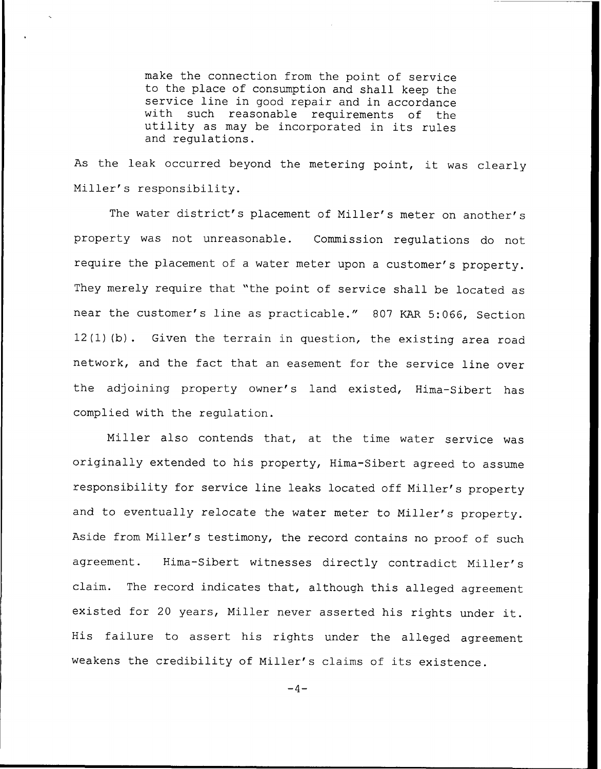> make the connection from the point of service to the place of consumption and shall keep the service line in good repair and in accordance with such reasonable requirements of the utility as may be incorporated in its rules and regulations.

As the leak occurred beyond the metering point, it was clearly Miller's responsibility.

The water district's placement of Miller's meter on another's property was not unreasonable. Commission regulations do not require the placement of a water meter upon a customer's property. They merely require that "the point of service shall be located as near the customer's line as practicable." 807 KAR 5:066, Section 12(1)(b). Given the terrain in question, the existing area road network, and the fact that an easement for the service line over the adjoining property owner's land existed, Hima-Sibert has complied with the regulation.

Miller also contends that, at the time water service was originally extended to his property, Hima-Sibert agreed to assume responsibility for service line leaks located off Miller's property and to eventually relocate the water meter to Miller's property. Aside from Miller's testimony, the record contains no proof of such agreement. Hima-Sibert witnesses directly contradict Miller's claim. The record indicates that, although this alleged agreement existed for 20 years, Miller never asserted his rights under it. His failure to assert his rights under the alleged agreement weakens the credibility of Miller's claims of its existence.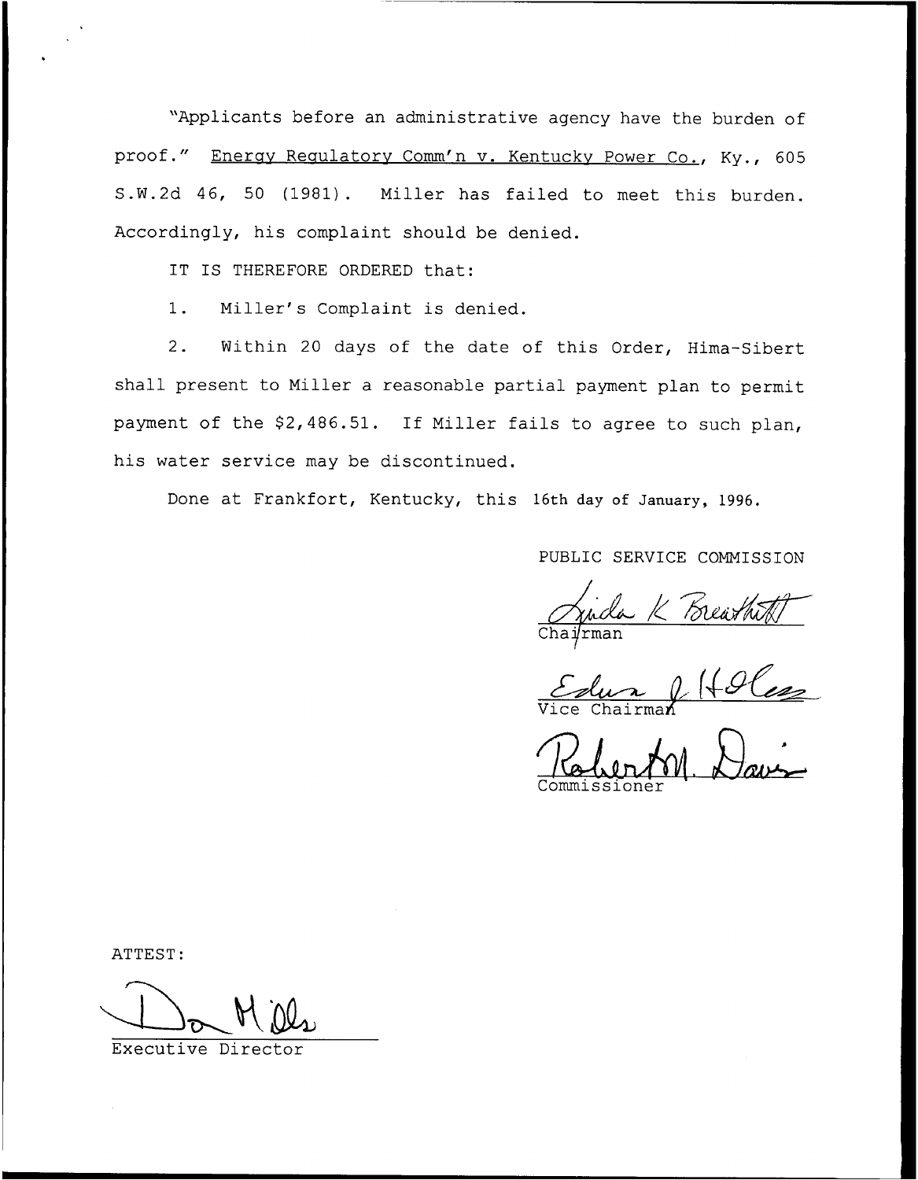"Applicants before an administrative agency have the burden of proof." Energy Regulatory Comm'n v. Kentucky Power Co., Ky., 605 S.W.2d 46, 50 (1981). Miller has failed to meet this burden. Accordingly, his complaint should be denied.

IT IS THEREFORE ORDERED that:

1. Miller's Complaint is denied.

2. Within 20 days of the date of this Order, Hima-Sibert shall present to Miller a reasonable partial payment plan to permit payment of the $2,486.51. If Miller fails to agree to such plan, his water service may be discontinued.

Done at Frankfort, Kentucky, this 16th day of January, 1996.

PUBLIC SERVICE COMMISSION

Linda K Breathitt
Chairman

Edward J. Holmes
Vice Chairman

Robert M. Davis
Commissioner

ATTEST:

Don Mills
Executive Director